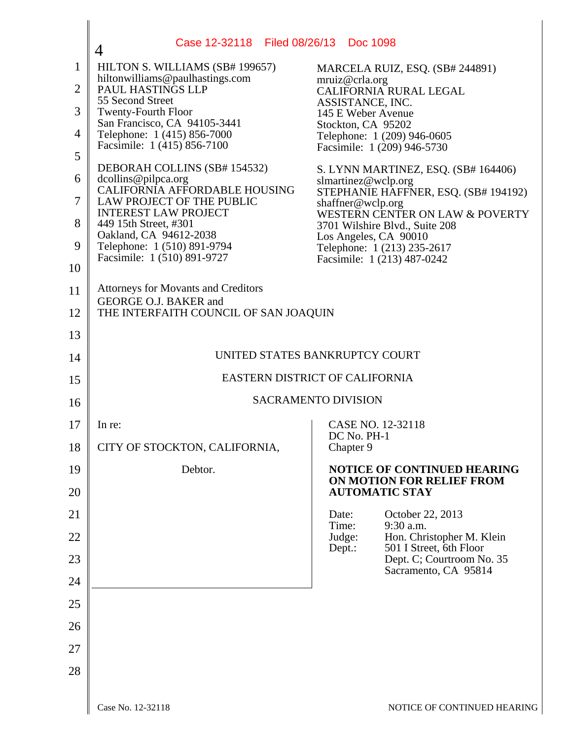HILTON S. WILLIAMS (SB# 199657)
hiltonwilliams@paulhastings.com
PAUL HASTINGS LLP
55 Second Street
Twenty-Fourth Floor
San Francisco, CA 94105-3441
Telephone: 1 (415) 856-7000
Facsimile: 1 (415) 856-7100

DEBORAH COLLINS (SB# 154532)
dcollins@pilpca.org
CALIFORNIA AFFORDABLE HOUSING
LAW PROJECT OF THE PUBLIC
INTEREST LAW PROJECT
449 15th Street, #301
Oakland, CA 94612-2038
Telephone: 1 (510) 891-9794
Facsimile: 1 (510) 891-9727

MARCELA RUIZ, ESQ. (SB# 244891)
mruiz@crla.org
CALIFORNIA RURAL LEGAL
ASSISTANCE, INC.
145 E Weber Avenue
Stockton, CA 95202
Telephone: 1 (209) 946-0605
Facsimile: 1 (209) 946-5730

S. LYNN MARTINEZ, ESQ. (SB# 164406)
slmartinez@wclp.org
STEPHANIE HAFFNER, ESQ. (SB# 194192)
shaffner@wclp.org
WESTERN CENTER ON LAW & POVERTY
3701 Wilshire Blvd., Suite 208
Los Angeles, CA 90010
Telephone: 1 (213) 235-2617
Facsimile: 1 (213) 487-0242

Attorneys for Movants and Creditors
GEORGE O.J. BAKER and
THE INTERFAITH COUNCIL OF SAN JOAQUIN

UNITED STATES BANKRUPTCY COURT

EASTERN DISTRICT OF CALIFORNIA

SACRAMENTO DIVISION

In re:

CITY OF STOCKTON, CALIFORNIA,

Debtor.

CASE NO. 12-32118
DC No. PH-1
Chapter 9

**NOTICE OF CONTINUED HEARING ON MOTION FOR RELIEF FROM AUTOMATIC STAY**

Date: October 22, 2013
Time: 9:30 a.m.
Judge: Hon. Christopher M. Klein
Dept.: 501 I Street, 6th Floor
Dept. C; Courtroom No. 35
Sacramento, CA 95814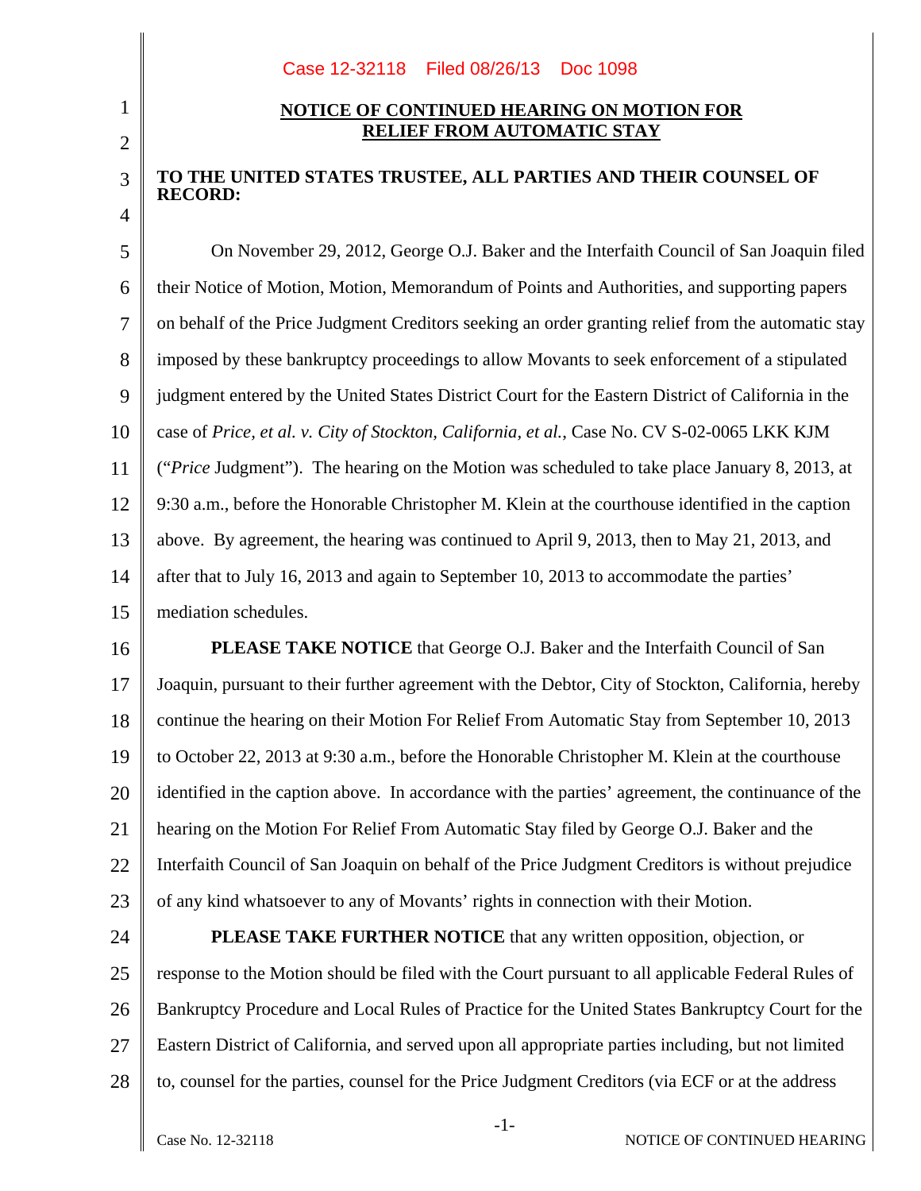## NOTICE OF CONTINUED HEARING ON MOTION FOR RELIEF FROM AUTOMATIC STAY

**TO THE UNITED STATES TRUSTEE, ALL PARTIES AND THEIR COUNSEL OF RECORD:**

On November 29, 2012, George O.J. Baker and the Interfaith Council of San Joaquin filed their Notice of Motion, Motion, Memorandum of Points and Authorities, and supporting papers on behalf of the Price Judgment Creditors seeking an order granting relief from the automatic stay imposed by these bankruptcy proceedings to allow Movants to seek enforcement of a stipulated judgment entered by the United States District Court for the Eastern District of California in the case of *Price, et al. v. City of Stockton, California, et al.*, Case No. CV S-02-0065 LKK KJM ("*Price* Judgment"). The hearing on the Motion was scheduled to take place January 8, 2013, at 9:30 a.m., before the Honorable Christopher M. Klein at the courthouse identified in the caption above. By agreement, the hearing was continued to April 9, 2013, then to May 21, 2013, and after that to July 16, 2013 and again to September 10, 2013 to accommodate the parties' mediation schedules.

**PLEASE TAKE NOTICE** that George O.J. Baker and the Interfaith Council of San Joaquin, pursuant to their further agreement with the Debtor, City of Stockton, California, hereby continue the hearing on their Motion For Relief From Automatic Stay from September 10, 2013 to October 22, 2013 at 9:30 a.m., before the Honorable Christopher M. Klein at the courthouse identified in the caption above. In accordance with the parties' agreement, the continuance of the hearing on the Motion For Relief From Automatic Stay filed by George O.J. Baker and the Interfaith Council of San Joaquin on behalf of the Price Judgment Creditors is without prejudice of any kind whatsoever to any of Movants' rights in connection with their Motion.

**PLEASE TAKE FURTHER NOTICE** that any written opposition, objection, or response to the Motion should be filed with the Court pursuant to all applicable Federal Rules of Bankruptcy Procedure and Local Rules of Practice for the United States Bankruptcy Court for the Eastern District of California, and served upon all appropriate parties including, but not limited to, counsel for the parties, counsel for the Price Judgment Creditors (via ECF or at the address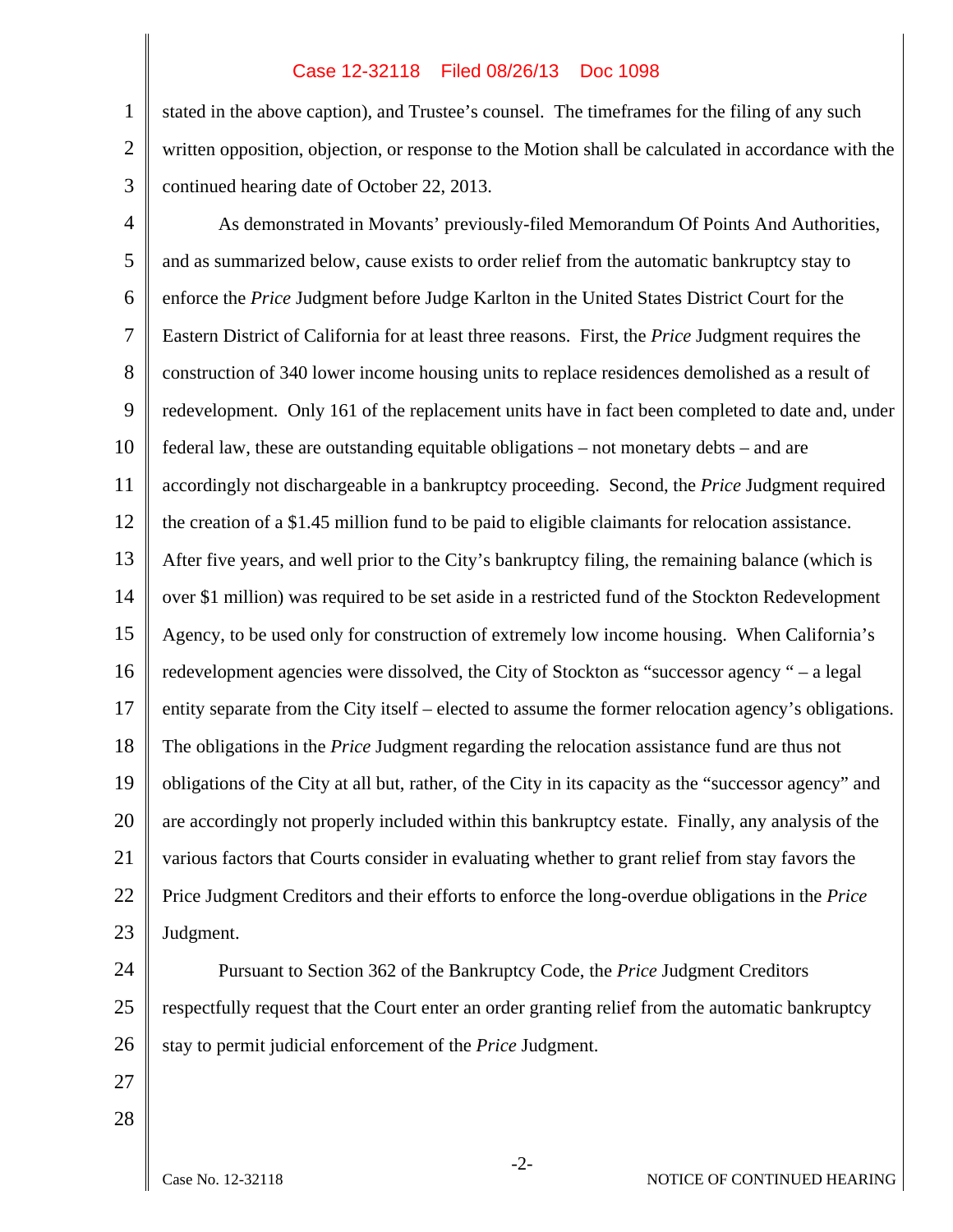stated in the above caption), and Trustee's counsel. The timeframes for the filing of any such written opposition, objection, or response to the Motion shall be calculated in accordance with the continued hearing date of October 22, 2013.

As demonstrated in Movants' previously-filed Memorandum Of Points And Authorities, and as summarized below, cause exists to order relief from the automatic bankruptcy stay to enforce the *Price* Judgment before Judge Karlton in the United States District Court for the Eastern District of California for at least three reasons. First, the *Price* Judgment requires the construction of 340 lower income housing units to replace residences demolished as a result of redevelopment. Only 161 of the replacement units have in fact been completed to date and, under federal law, these are outstanding equitable obligations – not monetary debts – and are accordingly not dischargeable in a bankruptcy proceeding. Second, the *Price* Judgment required the creation of a $1.45 million fund to be paid to eligible claimants for relocation assistance. After five years, and well prior to the City's bankruptcy filing, the remaining balance (which is over $1 million) was required to be set aside in a restricted fund of the Stockton Redevelopment Agency, to be used only for construction of extremely low income housing. When California's redevelopment agencies were dissolved, the City of Stockton as "successor agency " – a legal entity separate from the City itself – elected to assume the former relocation agency's obligations. The obligations in the *Price* Judgment regarding the relocation assistance fund are thus not obligations of the City at all but, rather, of the City in its capacity as the "successor agency" and are accordingly not properly included within this bankruptcy estate. Finally, any analysis of the various factors that Courts consider in evaluating whether to grant relief from stay favors the Price Judgment Creditors and their efforts to enforce the long-overdue obligations in the *Price* Judgment.

Pursuant to Section 362 of the Bankruptcy Code, the *Price* Judgment Creditors respectfully request that the Court enter an order granting relief from the automatic bankruptcy stay to permit judicial enforcement of the *Price* Judgment.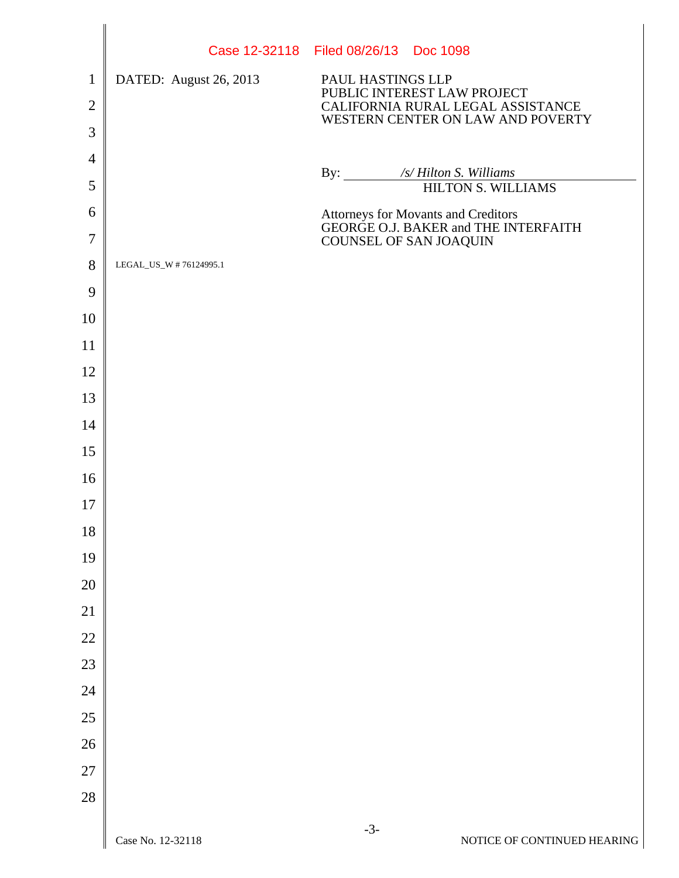DATED: August 26, 2013

PAUL HASTINGS LLP
PUBLIC INTEREST LAW PROJECT
CALIFORNIA RURAL LEGAL ASSISTANCE
WESTERN CENTER ON LAW AND POVERTY

By: */s/ Hilton S. Williams*
HILTON S. WILLIAMS

Attorneys for Movants and Creditors
GEORGE O.J. BAKER and THE INTERFAITH COUNSEL OF SAN JOAQUIN

LEGAL_US_W # 76124995.1